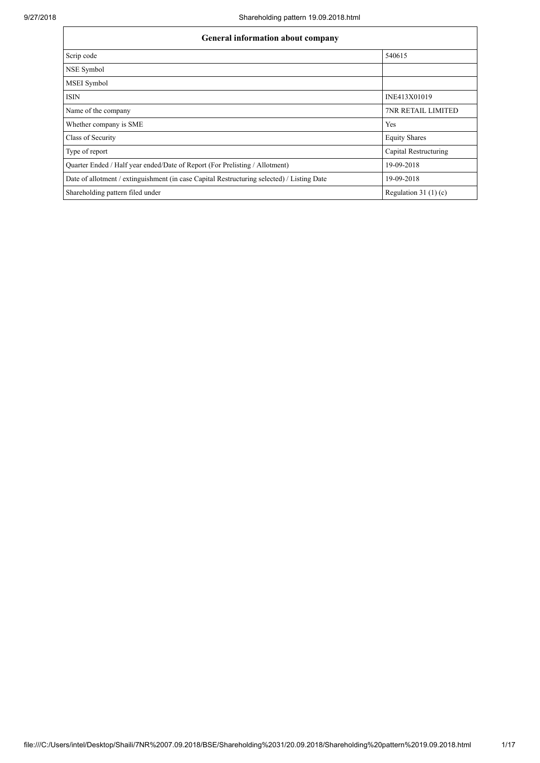| General information about company | |
|---|---|
| Scrip code | 540615 |
| NSE Symbol | |
| MSEI Symbol | |
| ISIN | INE413X01019 |
| Name of the company | 7NR RETAIL LIMITED |
| Whether company is SME | Yes |
| Class of Security | Equity Shares |
| Type of report | Capital Restructuring |
| Quarter Ended / Half year ended/Date of Report (For Prelisting / Allotment) | 19-09-2018 |
| Date of allotment / extinguishment (in case Capital Restructuring selected) / Listing Date | 19-09-2018 |
| Shareholding pattern filed under | Regulation 31 (1) (c) |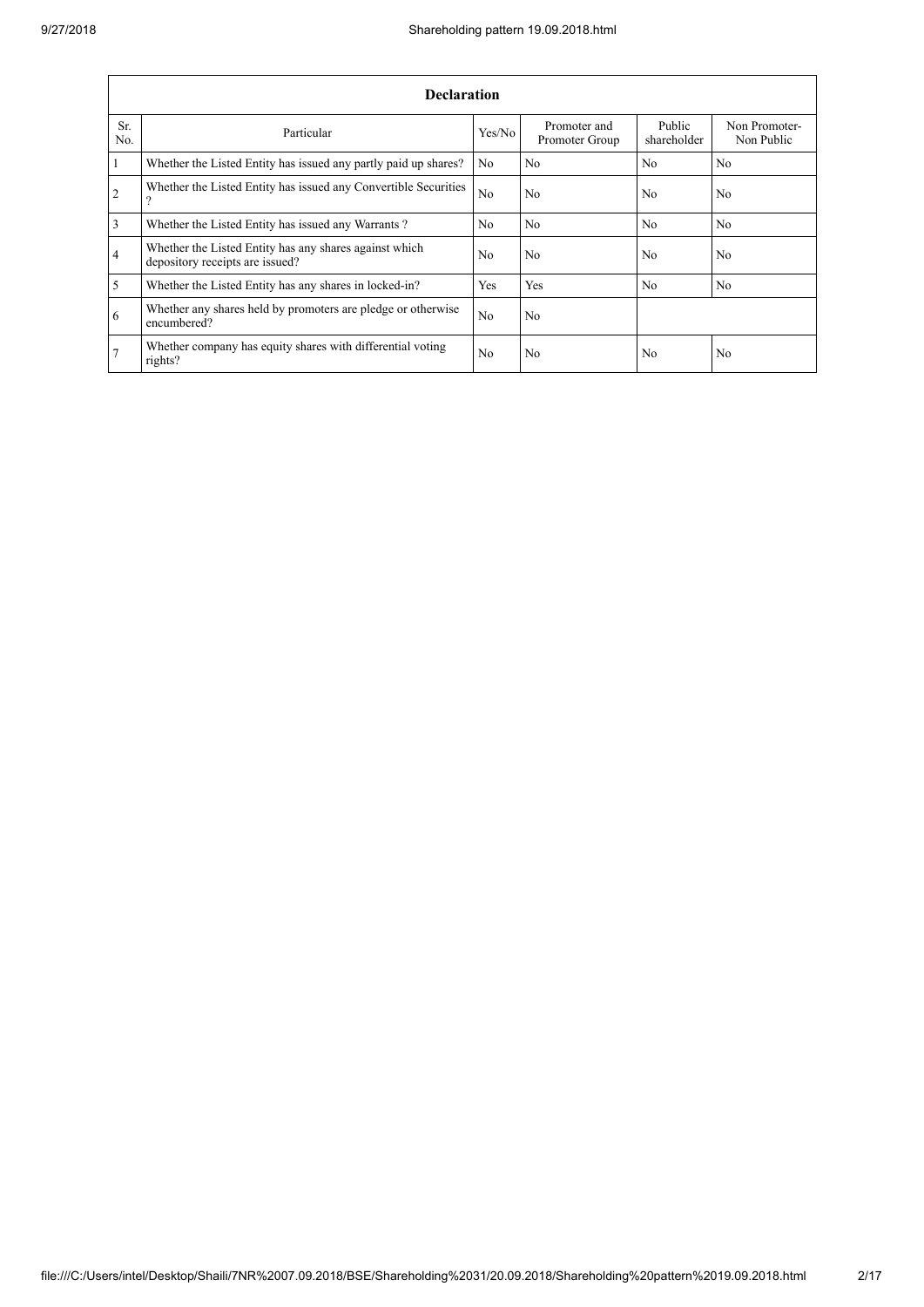| Declaration | | | | | |
|---|---|---|---|---|---|
| Sr. No. | Particular | Yes/No | Promoter and Promoter Group | Public shareholder | Non Promoter- Non Public |
| 1 | Whether the Listed Entity has issued any partly paid up shares? | No | No | No | No |
| 2 | Whether the Listed Entity has issued any Convertible Securities ? | No | No | No | No |
| 3 | Whether the Listed Entity has issued any Warrants ? | No | No | No | No |
| 4 | Whether the Listed Entity has any shares against which depository receipts are issued? | No | No | No | No |
| 5 | Whether the Listed Entity has any shares in locked-in? | Yes | Yes | No | No |
| 6 | Whether any shares held by promoters are pledge or otherwise encumbered? | No | No | | |
| 7 | Whether company has equity shares with differential voting rights? | No | No | No | No |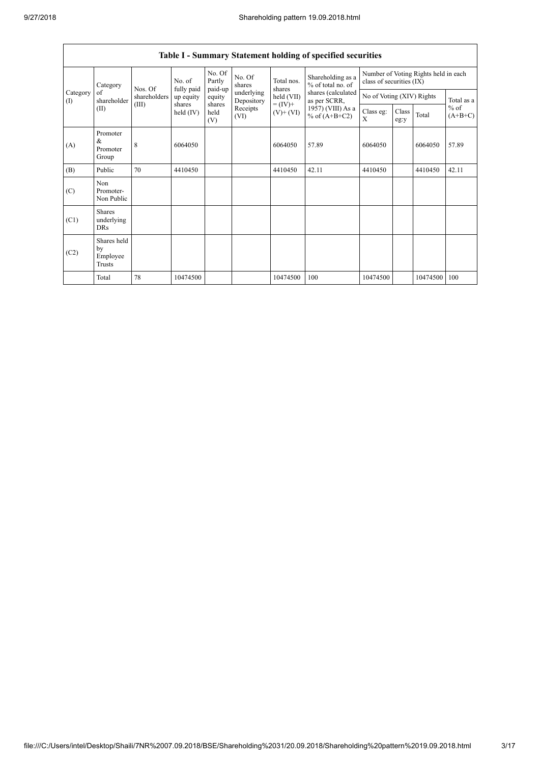## Table I - Summary Statement holding of specified securities

| Category (I) | Category of shareholder (II) | Nos. Of shareholders (III) | No. of fully paid up equity shares held (IV) | No. Of Partly paid-up equity shares held (V) | No. Of shares underlying Depository Receipts (VI) | Total nos. shares held (VII) = (IV)+ (V)+ (VI) | Shareholding as a % of total no. of shares (calculated as per SCRR, 1957) (VIII) As a % of (A+B+C2) | Number of Voting Rights held in each class of securities (IX) | | | |
|---|---|---|---|---|---|---|---|---|---|---|---|
| | | | | | | | | No of Voting (XIV) Rights | | | Total as a % of (A+B+C) |
| | | | | | | | | Class eg: X | Class eg:y | Total | |
| (A) | Promoter & Promoter Group | 8 | 6064050 | | | 6064050 | 57.89 | 6064050 | | 6064050 | 57.89 |
| (B) | Public | 70 | 4410450 | | | 4410450 | 42.11 | 4410450 | | 4410450 | 42.11 |
| (C) | Non Promoter- Non Public | | | | | | | | | | |
| (C1) | Shares underlying DRs | | | | | | | | | | |
| (C2) | Shares held by Employee Trusts | | | | | | | | | | |
| | Total | 78 | 10474500 | | | 10474500 | 100 | 10474500 | | 10474500 | 100 |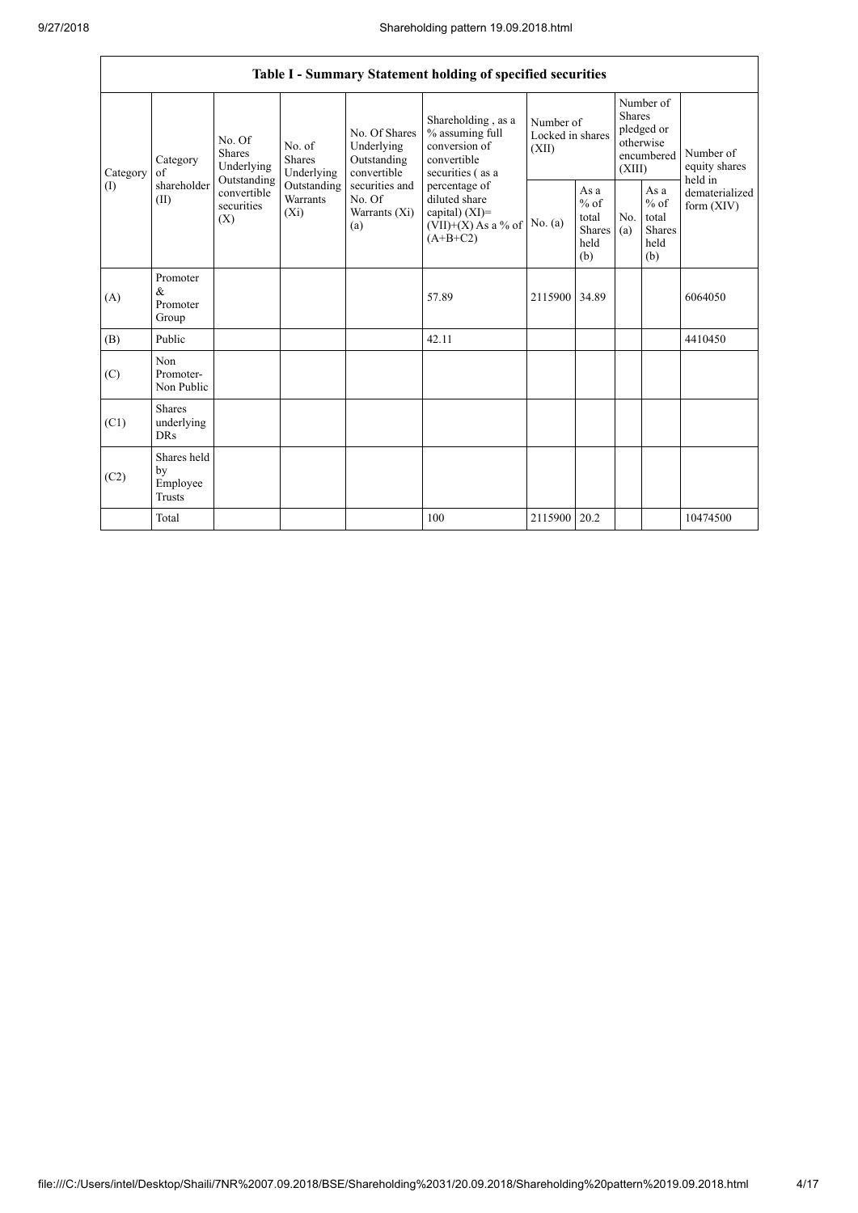| Table I - Summary Statement holding of specified securities | | | | | | | | | | | |
|---|---|---|---|---|---|---|---|---|---|---|---|
| Category (I) | Category of shareholder (II) | No. Of Shares Underlying Outstanding convertible securities (X) | No. of Shares Underlying Outstanding Warrants (Xi) | No. Of Shares Underlying Outstanding convertible securities and No. Of Warrants (Xi) (a) | Shareholding , as a % assuming full conversion of convertible securities ( as a percentage of diluted share capital) (XI)= (VII)+(X) As a % of (A+B+C2) | Number of Locked in shares (XII) | | Number of Shares pledged or otherwise encumbered (XIII) | | Number of equity shares held in dematerialized form (XIV) |
| | | | | | | No. (a) | As a % of total Shares held (b) | No. (a) | As a % of total Shares held (b) | |
| (A) | Promoter & Promoter Group | | | | 57.89 | 2115900 | 34.89 | | | 6064050 |
| (B) | Public | | | | 42.11 | | | | | 4410450 |
| (C) | Non Promoter- Non Public | | | | | | | | | |
| (C1) | Shares underlying DRs | | | | | | | | | |
| (C2) | Shares held by Employee Trusts | | | | | | | | | |
| | Total | | | | 100 | 2115900 | 20.2 | | | 10474500 |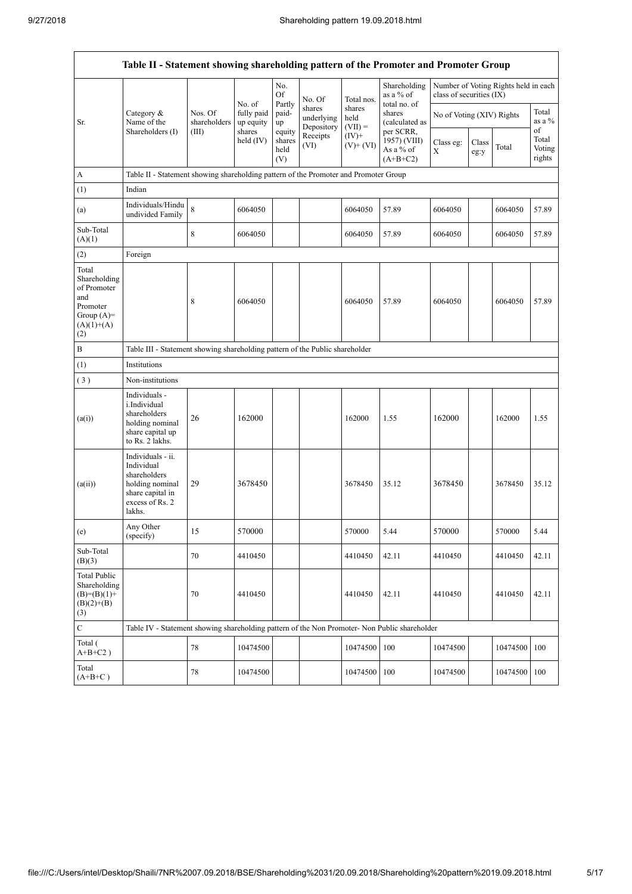| Table II - Statement showing shareholding pattern of the Promoter and Promoter Group | | | | | | | | | | | |
|---|---|---|---|---|---|---|---|---|---|---|---|
| Sr. | Category & Name of the Shareholders (I) | Nos. Of shareholders (III) | No. of fully paid up equity shares held (IV) | No. Of Partly paid-up equity shares held (V) | No. Of shares underlying Depository Receipts (VI) | Total nos. shares held (VII) = (IV)+ (V)+ (VI) | Shareholding as a % of total no. of shares (calculated as per SCRR, 1957) (VIII) As a % of (A+B+C2) | Number of Voting Rights held in each class of securities (IX) | | | |
| | | | | | | | | No of Voting (XIV) Rights | | | Total as a % of Total Voting rights |
| | | | | | | | | Class eg: X | Class eg:y | Total | |
| A | Table II - Statement showing shareholding pattern of the Promoter and Promoter Group | | | | | | | | | | |
| (1) | Indian | | | | | | | | | | |
| (a) | Individuals/Hindu undivided Family | 8 | 6064050 | | | 6064050 | 57.89 | 6064050 | | 6064050 | 57.89 |
| Sub-Total (A)(1) | | 8 | 6064050 | | | 6064050 | 57.89 | 6064050 | | 6064050 | 57.89 |
| (2) | Foreign | | | | | | | | | | |
| Total Shareholding of Promoter and Promoter Group (A)= (A)(1)+(A)(2) | | 8 | 6064050 | | | 6064050 | 57.89 | 6064050 | | 6064050 | 57.89 |
| B | Table III - Statement showing shareholding pattern of the Public shareholder | | | | | | | | | | |
| (1) | Institutions | | | | | | | | | | |
| ( 3 ) | Non-institutions | | | | | | | | | | |
| (a(i)) | Individuals - i.Individual shareholders holding nominal share capital up to Rs. 2 lakhs. | 26 | 162000 | | | 162000 | 1.55 | 162000 | | 162000 | 1.55 |
| (a(ii)) | Individuals - ii. Individual shareholders holding nominal share capital in excess of Rs. 2 lakhs. | 29 | 3678450 | | | 3678450 | 35.12 | 3678450 | | 3678450 | 35.12 |
| (e) | Any Other (specify) | 15 | 570000 | | | 570000 | 5.44 | 570000 | | 570000 | 5.44 |
| Sub-Total (B)(3) | | 70 | 4410450 | | | 4410450 | 42.11 | 4410450 | | 4410450 | 42.11 |
| Total Public Shareholding (B)=(B)(1)+ (B)(2)+(B)(3) | | 70 | 4410450 | | | 4410450 | 42.11 | 4410450 | | 4410450 | 42.11 |
| C | Table IV - Statement showing shareholding pattern of the Non Promoter- Non Public shareholder | | | | | | | | | | |
| Total ( A+B+C2 ) | | 78 | 10474500 | | | 10474500 | 100 | 10474500 | | 10474500 | 100 |
| Total (A+B+C ) | | 78 | 10474500 | | | 10474500 | 100 | 10474500 | | 10474500 | 100 |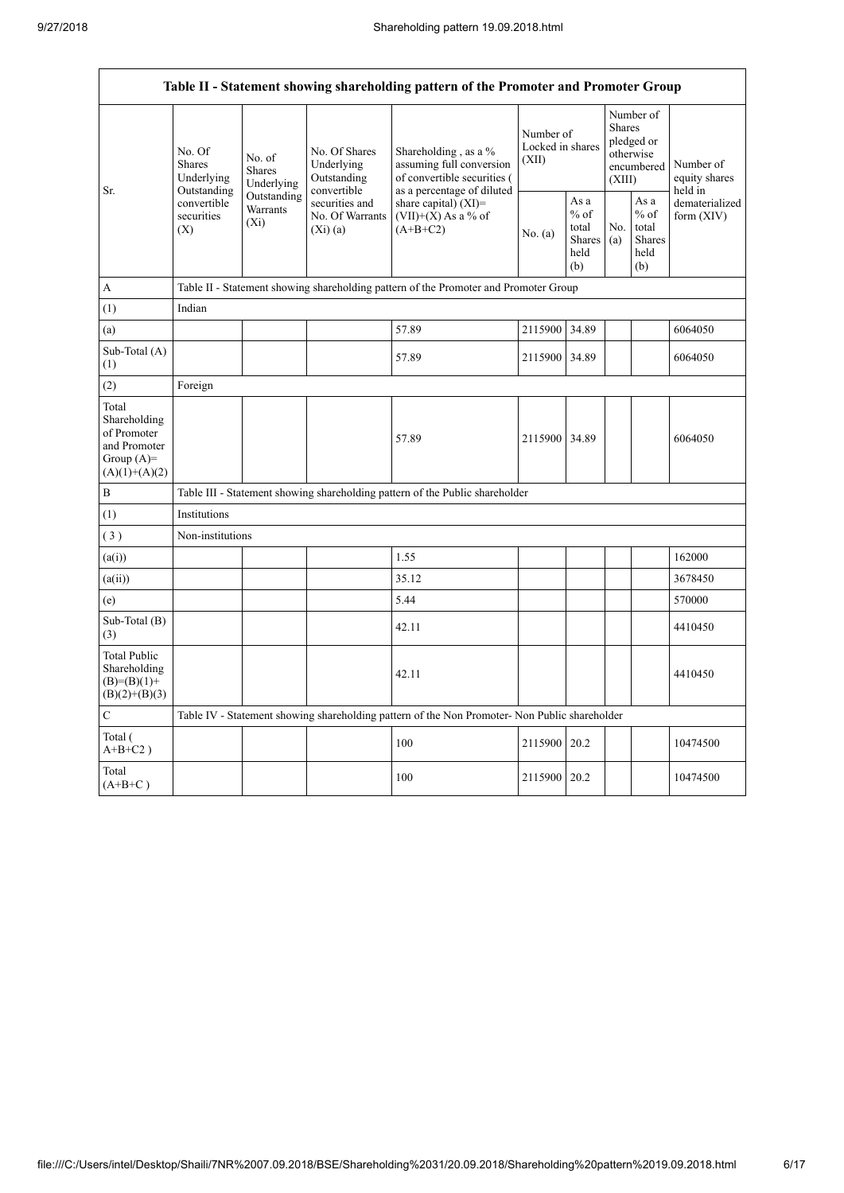| Table II - Statement showing shareholding pattern of the Promoter and Promoter Group | | | | | | | | | |
|---|---|---|---|---|---|---|---|---|---|
| Sr. | No. Of Shares Underlying Outstanding convertible securities (X) | No. of Shares Underlying Outstanding Warrants (Xi) | No. Of Shares Underlying Outstanding convertible securities and No. Of Warrants (Xi) (a) | Shareholding , as a % assuming full conversion of convertible securities ( as a percentage of diluted share capital) (XI)= (VII)+(X) As a % of (A+B+C2) | Number of Locked in shares (XII) | | Number of Shares pledged or otherwise encumbered (XIII) | | Number of equity shares held in dematerialized form (XIV) |
| | | | | | No. (a) | As a % of total Shares held (b) | No. (a) | As a % of total Shares held (b) | |
| A | Table II - Statement showing shareholding pattern of the Promoter and Promoter Group | | | | | | | | |
| (1) | Indian | | | | | | | | |
| (a) | | | | 57.89 | 2115900 | 34.89 | | | 6064050 |
| Sub-Total (A) (1) | | | | 57.89 | 2115900 | 34.89 | | | 6064050 |
| (2) | Foreign | | | | | | | | |
| Total Shareholding of Promoter and Promoter Group (A)= (A)(1)+(A)(2) | | | | 57.89 | 2115900 | 34.89 | | | 6064050 |
| B | Table III - Statement showing shareholding pattern of the Public shareholder | | | | | | | | |
| (1) | Institutions | | | | | | | | |
| (3) | Non-institutions | | | | | | | | |
| (a(i)) | | | | 1.55 | | | | | 162000 |
| (a(ii)) | | | | 35.12 | | | | | 3678450 |
| (e) | | | | 5.44 | | | | | 570000 |
| Sub-Total (B) (3) | | | | 42.11 | | | | | 4410450 |
| Total Public Shareholding (B)=(B)(1)+ (B)(2)+(B)(3) | | | | 42.11 | | | | | 4410450 |
| C | Table IV - Statement showing shareholding pattern of the Non Promoter- Non Public shareholder | | | | | | | | |
| Total ( A+B+C2 ) | | | | 100 | 2115900 | 20.2 | | | 10474500 |
| Total (A+B+C ) | | | | 100 | 2115900 | 20.2 | | | 10474500 |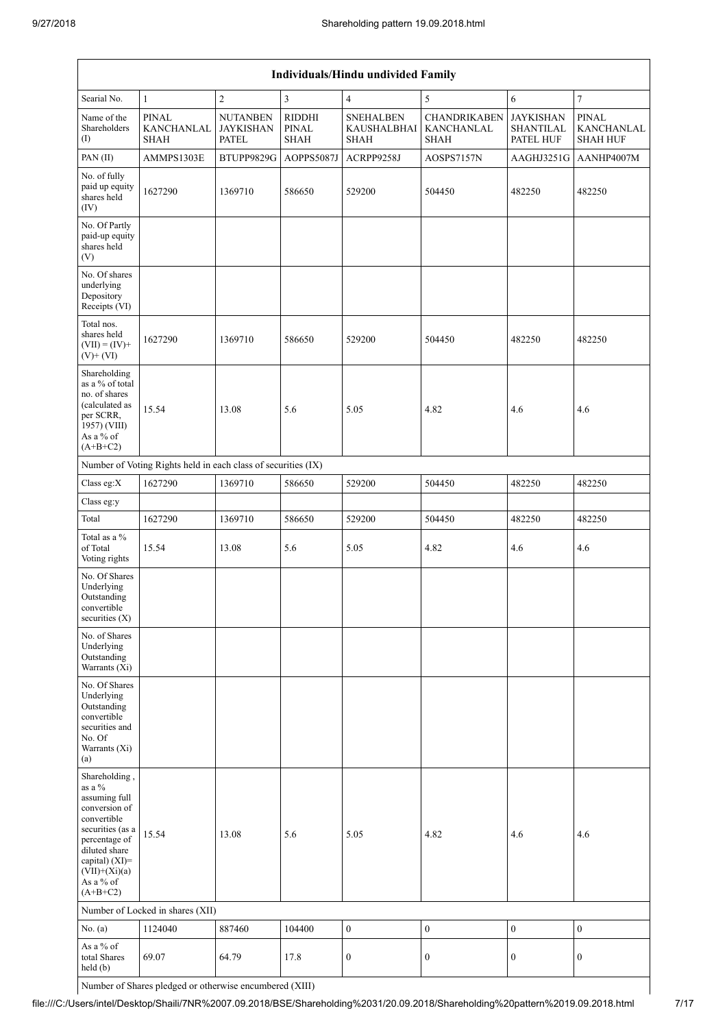| Individuals/Hindu undivided Family | | | | | | | |
|---|---|---|---|---|---|---|---|
| Searial No. | 1 | 2 | 3 | 4 | 5 | 6 | 7 |
| Name of the Shareholders (I) | PINAL KANCHANLAL SHAH | NUTANBEN JAYKISHAN PATEL | RIDDHI PINAL SHAH | SNEHALBEN KAUSHALBHAI SHAH | CHANDRIKABEN KANCHANLAL SHAH | JAYKISHAN SHANTILAL PATEL HUF | PINAL KANCHANLAL SHAH HUF |
| PAN (II) | AMMPS1303E | BTUPP9829G | AOPPS5087J | ACRPP9258J | AOSPS7157N | AAGHJ3251G | AANHP4007M |
| No. of fully paid up equity shares held (IV) | 1627290 | 1369710 | 586650 | 529200 | 504450 | 482250 | 482250 |
| No. Of Partly paid-up equity shares held (V) | | | | | | | |
| No. Of shares underlying Depository Receipts (VI) | | | | | | | |
| Total nos. shares held (VII) = (IV)+ (V)+ (VI) | 1627290 | 1369710 | 586650 | 529200 | 504450 | 482250 | 482250 |
| Shareholding as a % of total no. of shares (calculated as per SCRR, 1957) (VIII) As a % of (A+B+C2) | 15.54 | 13.08 | 5.6 | 5.05 | 4.82 | 4.6 | 4.6 |
| Number of Voting Rights held in each class of securities (IX) | | | | | | | |
| Class eg:X | 1627290 | 1369710 | 586650 | 529200 | 504450 | 482250 | 482250 |
| Class eg:y | | | | | | | |
| Total | 1627290 | 1369710 | 586650 | 529200 | 504450 | 482250 | 482250 |
| Total as a % of Total Voting rights | 15.54 | 13.08 | 5.6 | 5.05 | 4.82 | 4.6 | 4.6 |
| No. Of Shares Underlying Outstanding convertible securities (X) | | | | | | | |
| No. of Shares Underlying Outstanding Warrants (Xi) | | | | | | | |
| No. Of Shares Underlying Outstanding convertible securities and No. Of Warrants (Xi) (a) | | | | | | | |
| Shareholding , as a % assuming full conversion of convertible securities (as a percentage of diluted share capital) (XI)= (VII)+(Xi)(a) As a % of (A+B+C2) | 15.54 | 13.08 | 5.6 | 5.05 | 4.82 | 4.6 | 4.6 |
| Number of Locked in shares (XII) | | | | | | | |
| No. (a) | 1124040 | 887460 | 104400 | 0 | 0 | 0 | 0 |
| As a % of total Shares held (b) | 69.07 | 64.79 | 17.8 | 0 | 0 | 0 | 0 |
| Number of Shares pledged or otherwise encumbered (XIII) | | | | | | | |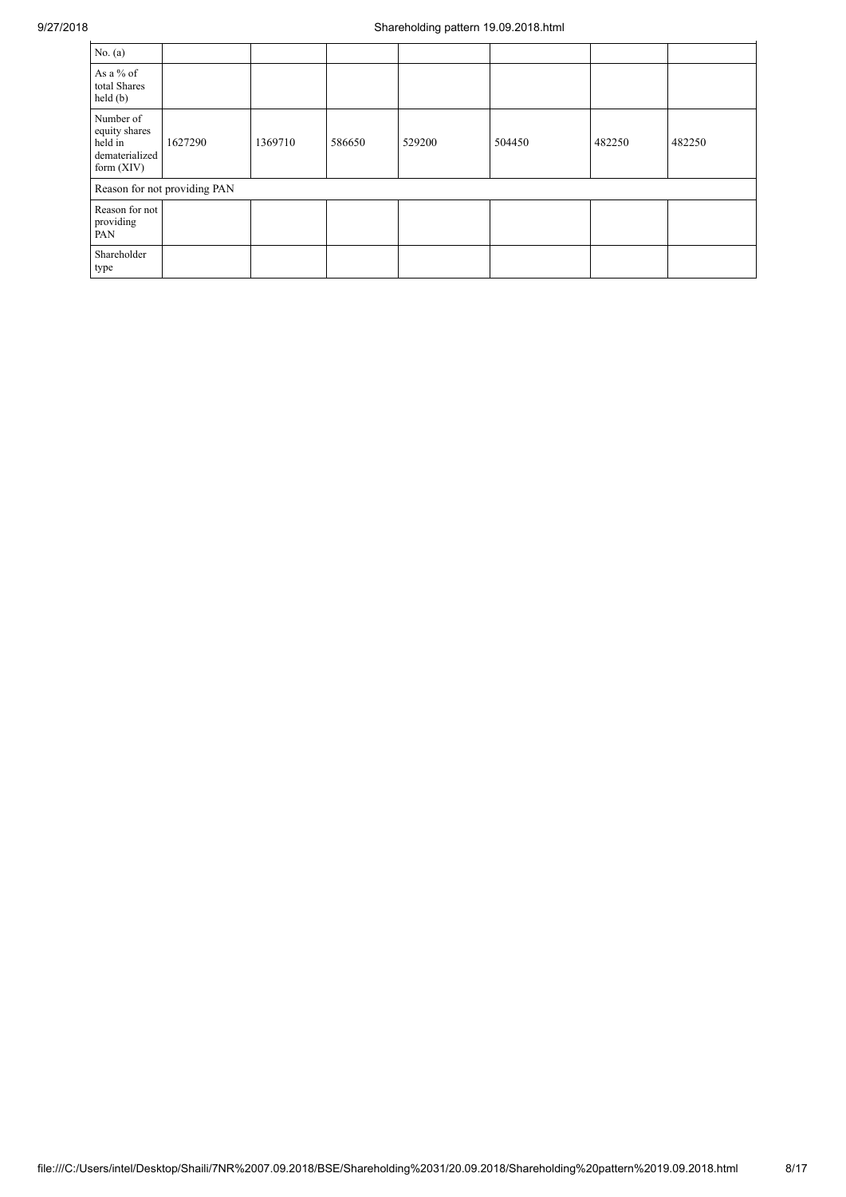| No. (a) | | | | | | | |
|---|---|---|---|---|---|---|---|
| As a % of total Shares held (b) | | | | | | | |
| Number of equity shares held in dematerialized form (XIV) | 1627290 | 1369710 | 586650 | 529200 | 504450 | 482250 | 482250 |
| Reason for not providing PAN | | | | | | | |
| Reason for not providing PAN | | | | | | | |
| Shareholder type | | | | | | | |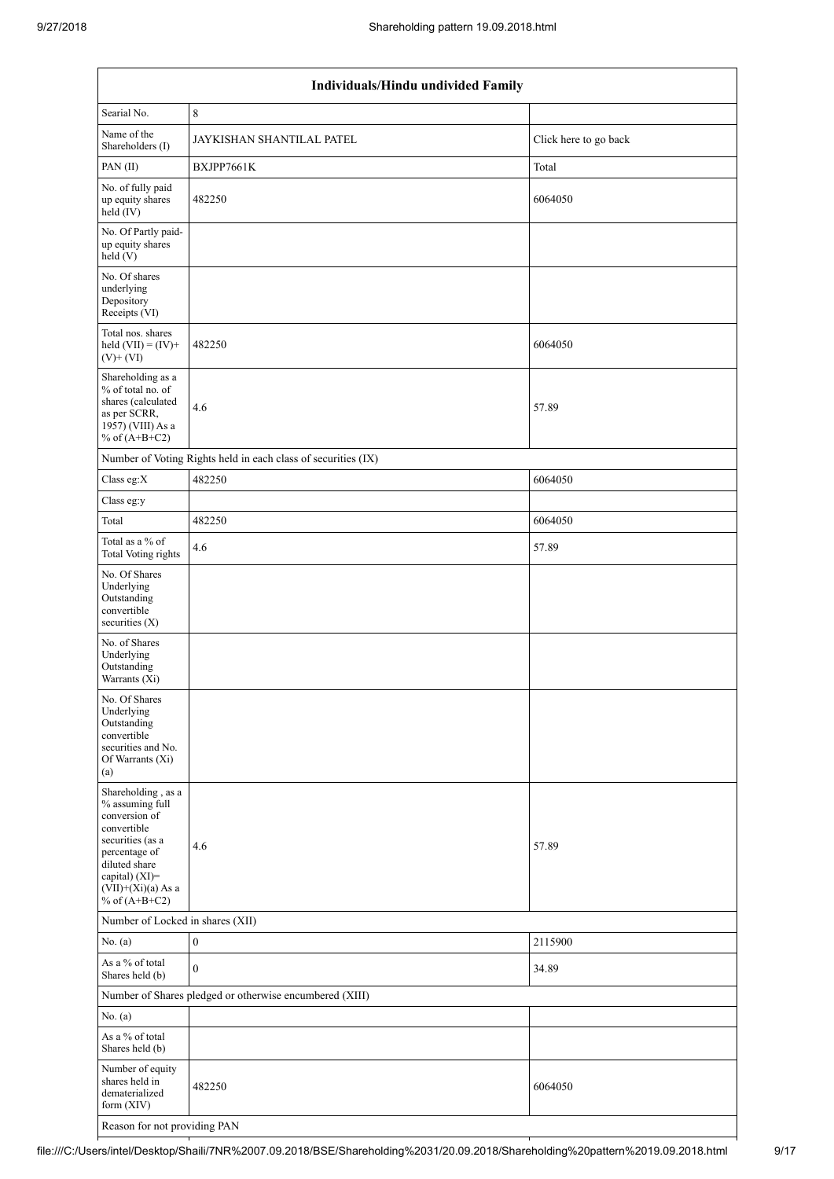| Individuals/Hindu undivided Family | | |
|---|---|---|
| Searial No. | 8 | |
| Name of the Shareholders (I) | JAYKISHAN SHANTILAL PATEL | Click here to go back |
| PAN (II) | BXJPP7661K | Total |
| No. of fully paid up equity shares held (IV) | 482250 | 6064050 |
| No. Of Partly paid-up equity shares held (V) | | |
| No. Of shares underlying Depository Receipts (VI) | | |
| Total nos. shares held (VII) = (IV)+(V)+ (VI) | 482250 | 6064050 |
| Shareholding as a % of total no. of shares (calculated as per SCRR, 1957) (VIII) As a % of (A+B+C2) | 4.6 | 57.89 |
| Number of Voting Rights held in each class of securities (IX) | | |
| Class eg:X | 482250 | 6064050 |
| Class eg:y | | |
| Total | 482250 | 6064050 |
| Total as a % of Total Voting rights | 4.6 | 57.89 |
| No. Of Shares Underlying Outstanding convertible securities (X) | | |
| No. of Shares Underlying Outstanding Warrants (Xi) | | |
| No. Of Shares Underlying Outstanding convertible securities and No. Of Warrants (Xi) (a) | | |
| Shareholding , as a % assuming full conversion of convertible securities (as a percentage of diluted share capital) (XI)= (VII)+(Xi)(a) As a % of (A+B+C2) | 4.6 | 57.89 |
| Number of Locked in shares (XII) | | |
| No. (a) | 0 | 2115900 |
| As a % of total Shares held (b) | 0 | 34.89 |
| Number of Shares pledged or otherwise encumbered (XIII) | | |
| No. (a) | | |
| As a % of total Shares held (b) | | |
| Number of equity shares held in dematerialized form (XIV) | 482250 | 6064050 |
| Reason for not providing PAN | | |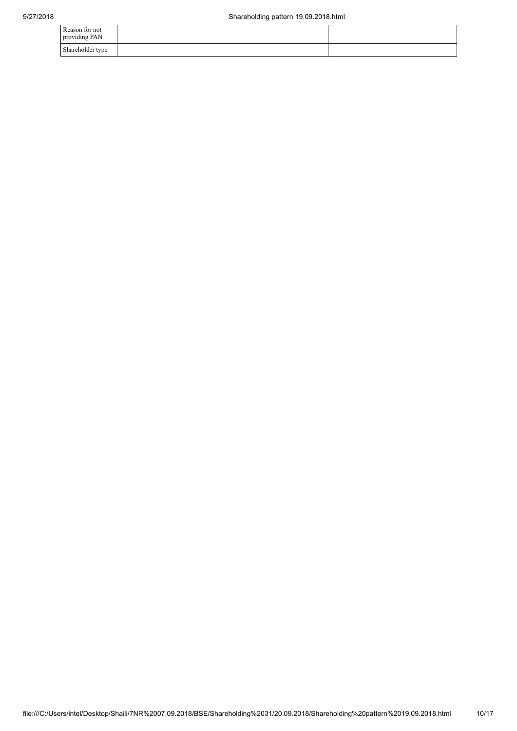| Reason for not providing PAN | | |
|---|---|---|
| Shareholder type | | |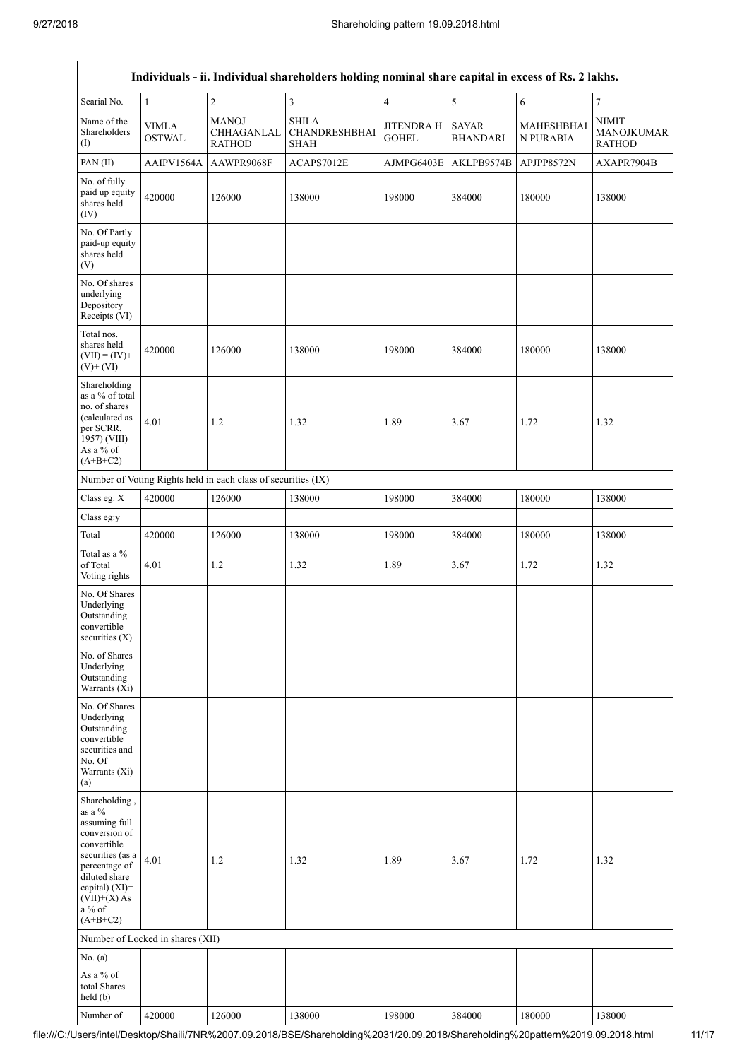| Individuals - ii. Individual shareholders holding nominal share capital in excess of Rs. 2 lakhs. | | | | | | | |
|---|---|---|---|---|---|---|---|
| Searial No. | 1 | 2 | 3 | 4 | 5 | 6 | 7 |
| Name of the Shareholders (I) | VIMLA OSTWAL | MANOJ CHHAGANLAL RATHOD | SHILA CHANDRESHBHAI SHAH | JITENDRA H GOHEL | SAYAR BHANDARI | MAHESHBHAI N PURABIA | NIMIT MANOJKUMAR RATHOD |
| PAN (II) | AAIPV1564A | AAWPR9068F | ACAPS7012E | AJMPG6403E | AKLPB9574B | APJPP8572N | AXAPR7904B |
| No. of fully paid up equity shares held (IV) | 420000 | 126000 | 138000 | 198000 | 384000 | 180000 | 138000 |
| No. Of Partly paid-up equity shares held (V) | | | | | | | |
| No. Of shares underlying Depository Receipts (VI) | | | | | | | |
| Total nos. shares held (VII) = (IV)+ (V)+ (VI) | 420000 | 126000 | 138000 | 198000 | 384000 | 180000 | 138000 |
| Shareholding as a % of total no. of shares (calculated as per SCRR, 1957) (VIII) As a % of (A+B+C2) | 4.01 | 1.2 | 1.32 | 1.89 | 3.67 | 1.72 | 1.32 |
| Number of Voting Rights held in each class of securities (IX) | | | | | | | |
| Class eg: X | 420000 | 126000 | 138000 | 198000 | 384000 | 180000 | 138000 |
| Class eg:y | | | | | | | |
| Total | 420000 | 126000 | 138000 | 198000 | 384000 | 180000 | 138000 |
| Total as a % of Total Voting rights | 4.01 | 1.2 | 1.32 | 1.89 | 3.67 | 1.72 | 1.32 |
| No. Of Shares Underlying Outstanding convertible securities (X) | | | | | | | |
| No. of Shares Underlying Outstanding Warrants (Xi) | | | | | | | |
| No. Of Shares Underlying Outstanding convertible securities and No. Of Warrants (Xi) (a) | | | | | | | |
| Shareholding , as a % assuming full conversion of convertible securities (as a percentage of diluted share capital) (XI)= (VII)+(X) As a % of (A+B+C2) | 4.01 | 1.2 | 1.32 | 1.89 | 3.67 | 1.72 | 1.32 |
| Number of Locked in shares (XII) | | | | | | | |
| No. (a) | | | | | | | |
| As a % of total Shares held (b) | | | | | | | |
| Number of | 420000 | 126000 | 138000 | 198000 | 384000 | 180000 | 138000 |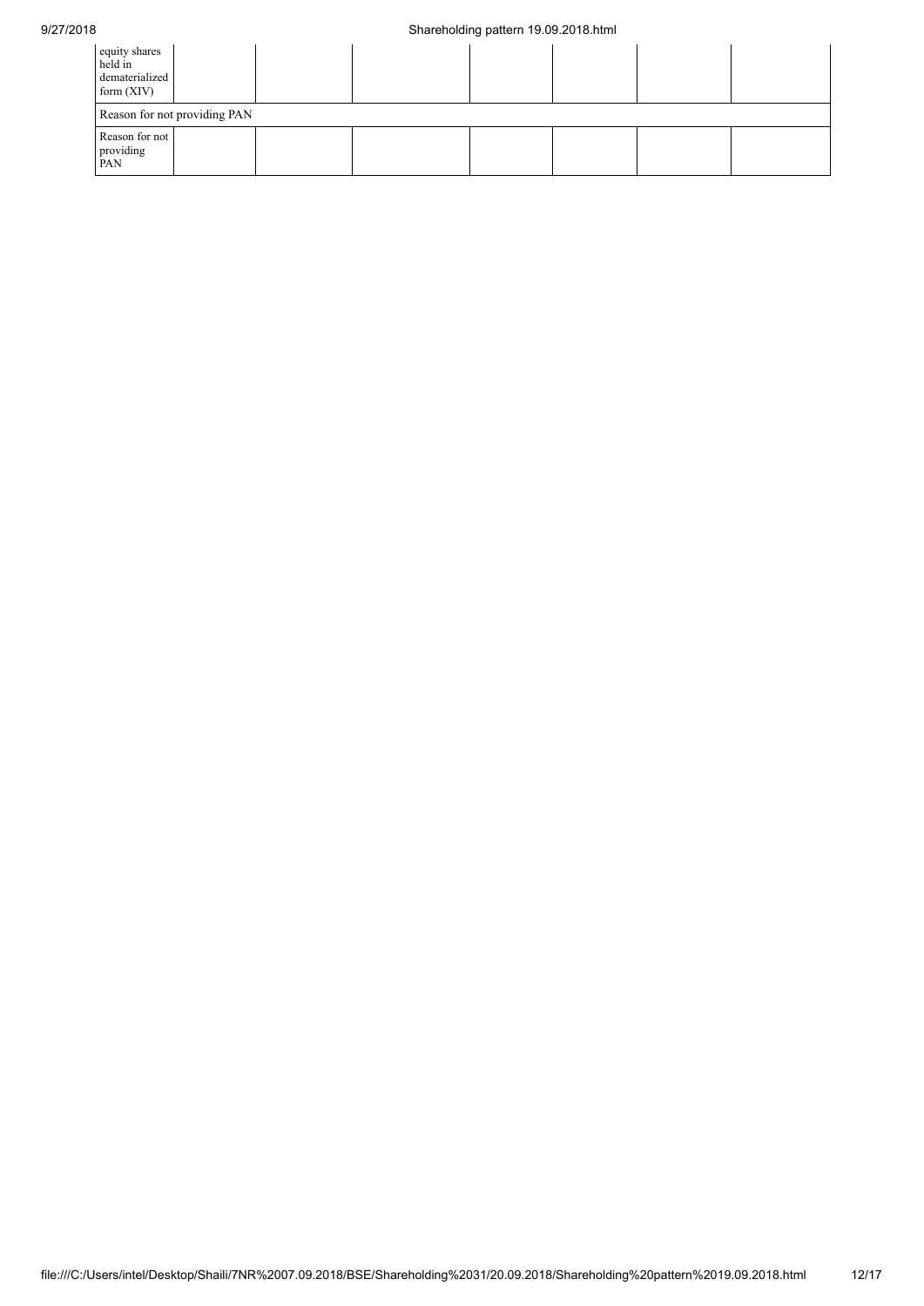| | | | | | | | |
|---|---|---|---|---|---|---|---|
| equity shares held in dematerialized form (XIV) | | | | | | | |
| Reason for not providing PAN | | | | | | | |
| Reason for not providing PAN | | | | | | | |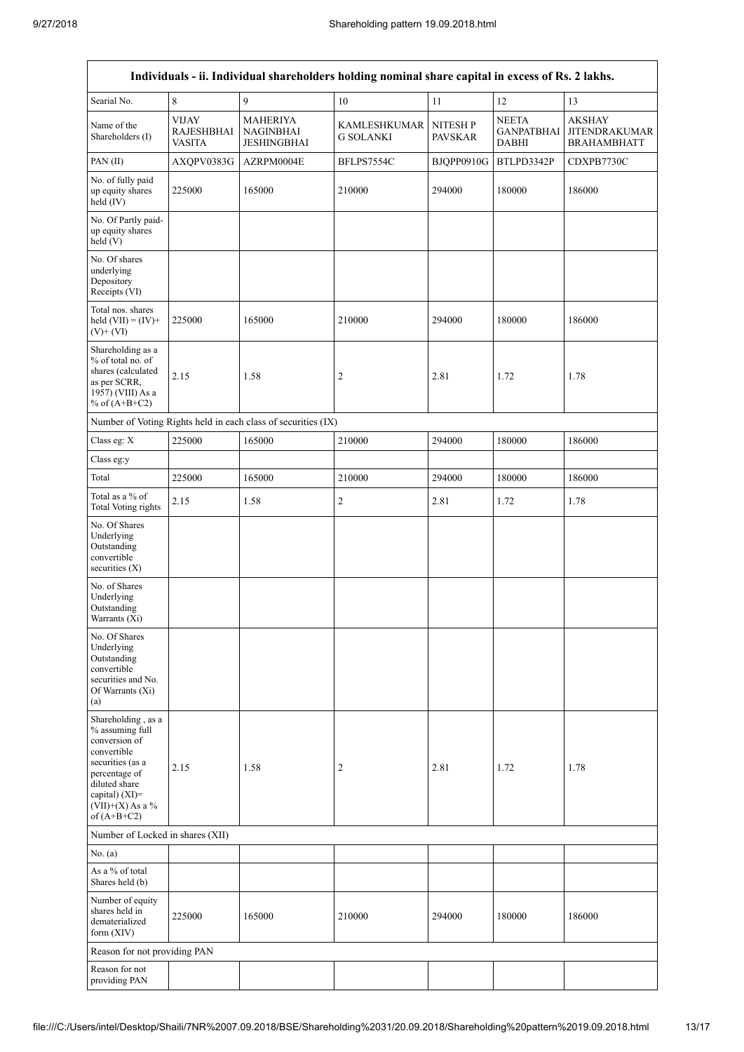| Individuals - ii. Individual shareholders holding nominal share capital in excess of Rs. 2 lakhs. | | | | | | |
|---|---|---|---|---|---|---|
| Searial No. | 8 | 9 | 10 | 11 | 12 | 13 |
| Name of the Shareholders (I) | VIJAY RAJESHBHAI VASITA | MAHERIYA NAGINBHAI JESHINGBHAI | KAMLESHKUMAR G SOLANKI | NITESH P PAVSKAR | NEETA GANPATBHAI DABHI | AKSHAY JITENDRAKUMAR BRAHAMBHATT |
| PAN (II) | AXQPV0383G | AZRPM0004E | BFLPS7554C | BJQPP0910G | BTLPD3342P | CDXPB7730C |
| No. of fully paid up equity shares held (IV) | 225000 | 165000 | 210000 | 294000 | 180000 | 186000 |
| No. Of Partly paid-up equity shares held (V) | | | | | | |
| No. Of shares underlying Depository Receipts (VI) | | | | | | |
| Total nos. shares held (VII) = (IV)+(V)+ (VI) | 225000 | 165000 | 210000 | 294000 | 180000 | 186000 |
| Shareholding as a % of total no. of shares (calculated as per SCRR, 1957) (VIII) As a % of (A+B+C2) | 2.15 | 1.58 | 2 | 2.81 | 1.72 | 1.78 |
| Number of Voting Rights held in each class of securities (IX) | | | | | | |
| Class eg: X | 225000 | 165000 | 210000 | 294000 | 180000 | 186000 |
| Class eg:y | | | | | | |
| Total | 225000 | 165000 | 210000 | 294000 | 180000 | 186000 |
| Total as a % of Total Voting rights | 2.15 | 1.58 | 2 | 2.81 | 1.72 | 1.78 |
| No. Of Shares Underlying Outstanding convertible securities (X) | | | | | | |
| No. of Shares Underlying Outstanding Warrants (Xi) | | | | | | |
| No. Of Shares Underlying Outstanding convertible securities and No. Of Warrants (Xi) (a) | | | | | | |
| Shareholding , as a % assuming full conversion of convertible securities (as a percentage of diluted share capital) (XI)= (VII)+(X) As a % of (A+B+C2) | 2.15 | 1.58 | 2 | 2.81 | 1.72 | 1.78 |
| Number of Locked in shares (XII) | | | | | | |
| No. (a) | | | | | | |
| As a % of total Shares held (b) | | | | | | |
| Number of equity shares held in dematerialized form (XIV) | 225000 | 165000 | 210000 | 294000 | 180000 | 186000 |
| Reason for not providing PAN | | | | | | |
| Reason for not providing PAN | | | | | | |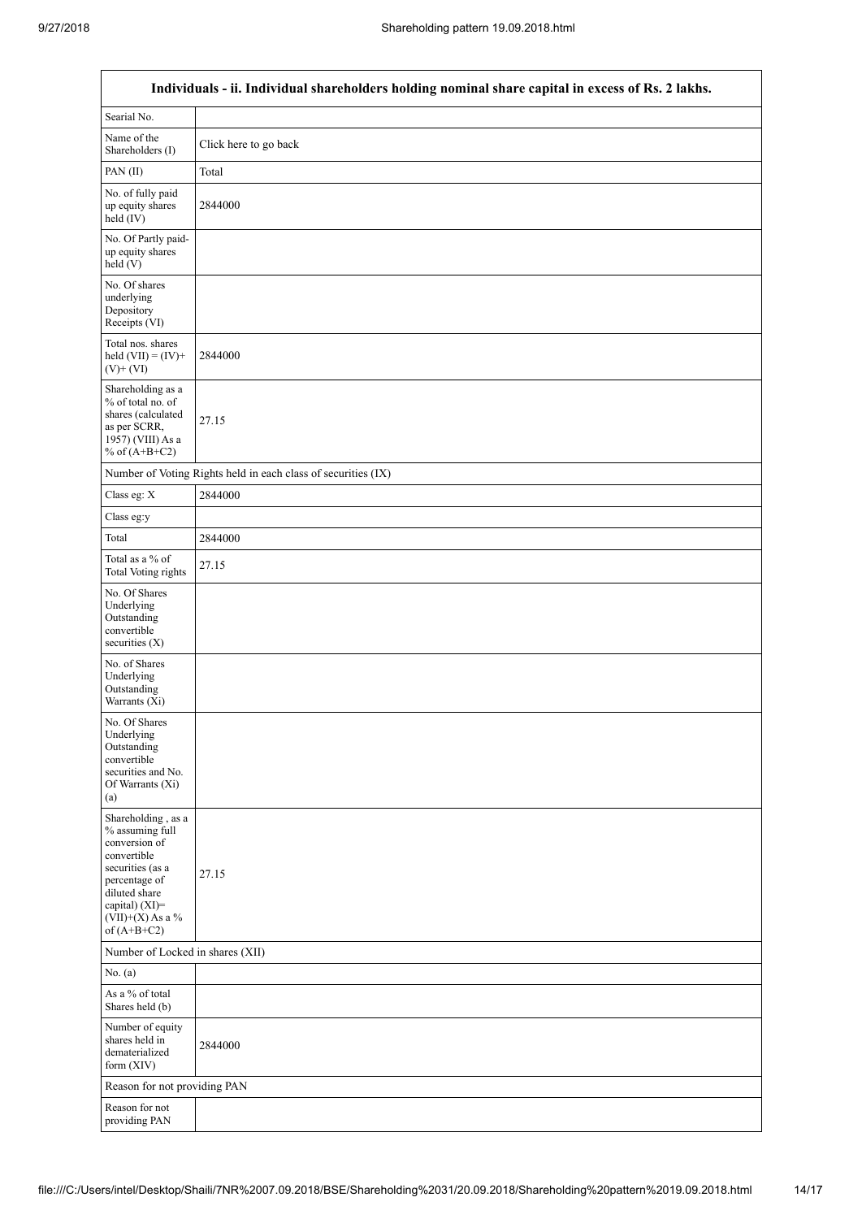| Individuals - ii. Individual shareholders holding nominal share capital in excess of Rs. 2 lakhs. | |
|---|---|
| Searial No. | |
| Name of the Shareholders (I) | Click here to go back |
| PAN (II) | Total |
| No. of fully paid up equity shares held (IV) | 2844000 |
| No. Of Partly paid-up equity shares held (V) | |
| No. Of shares underlying Depository Receipts (VI) | |
| Total nos. shares held (VII) = (IV)+ (V)+ (VI) | 2844000 |
| Shareholding as a % of total no. of shares (calculated as per SCRR, 1957) (VIII) As a % of (A+B+C2) | 27.15 |
| Number of Voting Rights held in each class of securities (IX) | |
| Class eg: X | 2844000 |
| Class eg:y | |
| Total | 2844000 |
| Total as a % of Total Voting rights | 27.15 |
| No. Of Shares Underlying Outstanding convertible securities (X) | |
| No. of Shares Underlying Outstanding Warrants (Xi) | |
| No. Of Shares Underlying Outstanding convertible securities and No. Of Warrants (Xi) (a) | |
| Shareholding , as a % assuming full conversion of convertible securities (as a percentage of diluted share capital) (XI)= (VII)+(X) As a % of (A+B+C2) | 27.15 |
| Number of Locked in shares (XII) | |
| No. (a) | |
| As a % of total Shares held (b) | |
| Number of equity shares held in dematerialized form (XIV) | 2844000 |
| Reason for not providing PAN | |
| Reason for not providing PAN | |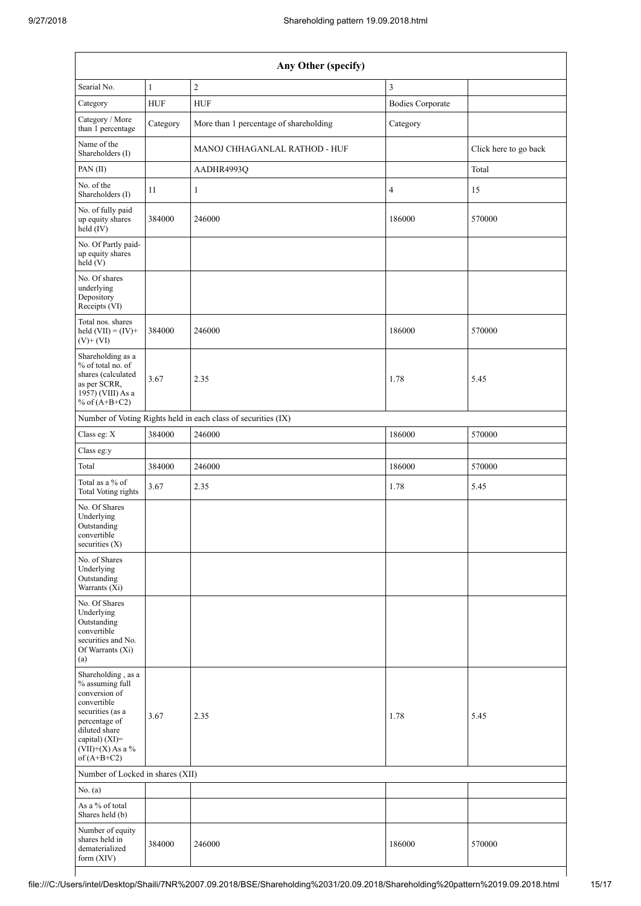| Any Other (specify) | | | | |
|---|---|---|---|---|
| Searial No. | 1 | 2 | 3 | |
| Category | HUF | HUF | Bodies Corporate | |
| Category / More than 1 percentage | Category | More than 1 percentage of shareholding | Category | |
| Name of the Shareholders (I) | | MANOJ CHHAGANLAL RATHOD - HUF | | Click here to go back |
| PAN (II) | | AADHR4993Q | | Total |
| No. of the Shareholders (I) | 11 | 1 | 4 | 15 |
| No. of fully paid up equity shares held (IV) | 384000 | 246000 | 186000 | 570000 |
| No. Of Partly paid-up equity shares held (V) | | | | |
| No. Of shares underlying Depository Receipts (VI) | | | | |
| Total nos. shares held (VII) = (IV)+ (V)+ (VI) | 384000 | 246000 | 186000 | 570000 |
| Shareholding as a % of total no. of shares (calculated as per SCRR, 1957) (VIII) As a % of (A+B+C2) | 3.67 | 2.35 | 1.78 | 5.45 |
| Number of Voting Rights held in each class of securities (IX) | | | | |
| Class eg: X | 384000 | 246000 | 186000 | 570000 |
| Class eg:y | | | | |
| Total | 384000 | 246000 | 186000 | 570000 |
| Total as a % of Total Voting rights | 3.67 | 2.35 | 1.78 | 5.45 |
| No. Of Shares Underlying Outstanding convertible securities (X) | | | | |
| No. of Shares Underlying Outstanding Warrants (Xi) | | | | |
| No. Of Shares Underlying Outstanding convertible securities and No. Of Warrants (Xi) (a) | | | | |
| Shareholding , as a % assuming full conversion of convertible securities (as a percentage of diluted share capital) (XI)= (VII)+(X) As a % of (A+B+C2) | 3.67 | 2.35 | 1.78 | 5.45 |
| Number of Locked in shares (XII) | | | | |
| No. (a) | | | | |
| As a % of total Shares held (b) | | | | |
| Number of equity shares held in dematerialized form (XIV) | 384000 | 246000 | 186000 | 570000 |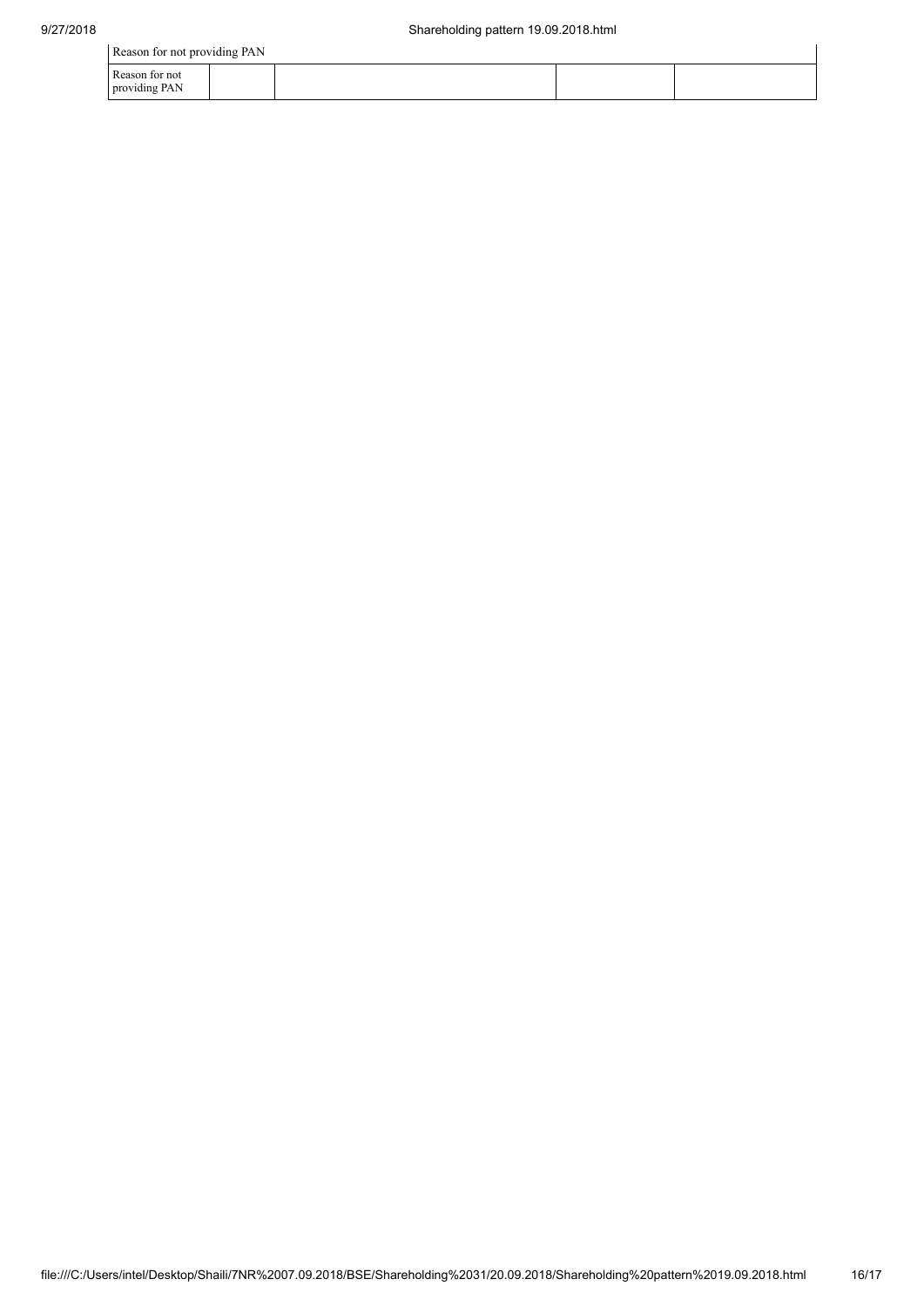| Reason for not providing PAN | | | | |
|---|---|---|---|---|
| Reason for not providing PAN | | | | |